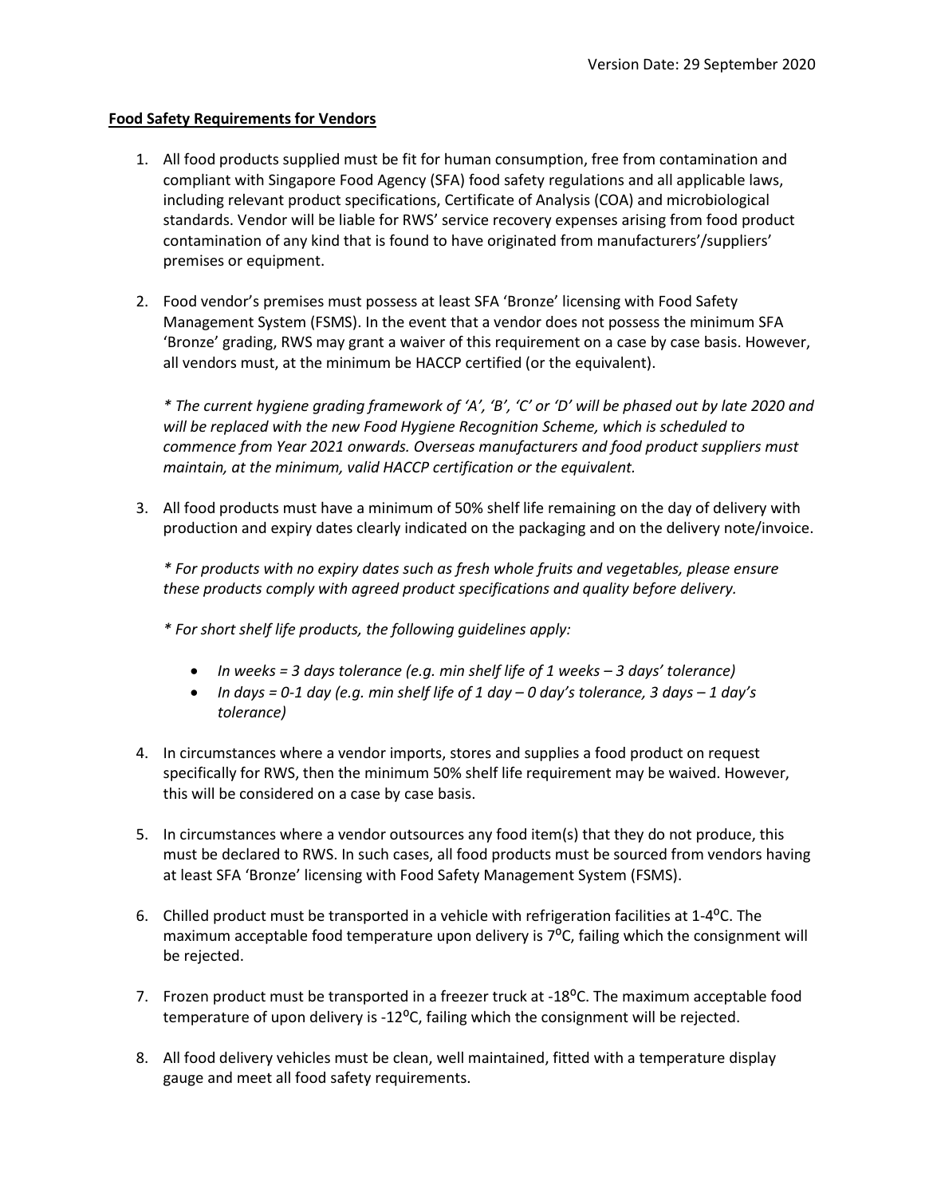Version Date: 29 September 2020

**Food Safety Requirements for Vendors**

1. All food products supplied must be fit for human consumption, free from contamination and compliant with Singapore Food Agency (SFA) food safety regulations and all applicable laws, including relevant product specifications, Certificate of Analysis (COA) and microbiological standards. Vendor will be liable for RWS' service recovery expenses arising from food product contamination of any kind that is found to have originated from manufacturers'/suppliers' premises or equipment.

2. Food vendor's premises must possess at least SFA 'Bronze' licensing with Food Safety Management System (FSMS). In the event that a vendor does not possess the minimum SFA 'Bronze' grading, RWS may grant a waiver of this requirement on a case by case basis. However, all vendors must, at the minimum be HACCP certified (or the equivalent).

   *\* The current hygiene grading framework of 'A', 'B', 'C' or 'D' will be phased out by late 2020 and will be replaced with the new Food Hygiene Recognition Scheme, which is scheduled to commence from Year 2021 onwards. Overseas manufacturers and food product suppliers must maintain, at the minimum, valid HACCP certification or the equivalent.*

3. All food products must have a minimum of 50% shelf life remaining on the day of delivery with production and expiry dates clearly indicated on the packaging and on the delivery note/invoice.

   *\* For products with no expiry dates such as fresh whole fruits and vegetables, please ensure these products comply with agreed product specifications and quality before delivery.*

   *\* For short shelf life products, the following guidelines apply:*

   - *In weeks = 3 days tolerance (e.g. min shelf life of 1 weeks – 3 days' tolerance)*
   - *In days = 0-1 day (e.g. min shelf life of 1 day – 0 day's tolerance, 3 days – 1 day's tolerance)*

4. In circumstances where a vendor imports, stores and supplies a food product on request specifically for RWS, then the minimum 50% shelf life requirement may be waived. However, this will be considered on a case by case basis.

5. In circumstances where a vendor outsources any food item(s) that they do not produce, this must be declared to RWS. In such cases, all food products must be sourced from vendors having at least SFA 'Bronze' licensing with Food Safety Management System (FSMS).

6. Chilled product must be transported in a vehicle with refrigeration facilities at 1-4$^{o}$C. The maximum acceptable food temperature upon delivery is 7$^{o}$C, failing which the consignment will be rejected.

7. Frozen product must be transported in a freezer truck at -18$^{o}$C. The maximum acceptable food temperature of upon delivery is -12$^{o}$C, failing which the consignment will be rejected.

8. All food delivery vehicles must be clean, well maintained, fitted with a temperature display gauge and meet all food safety requirements.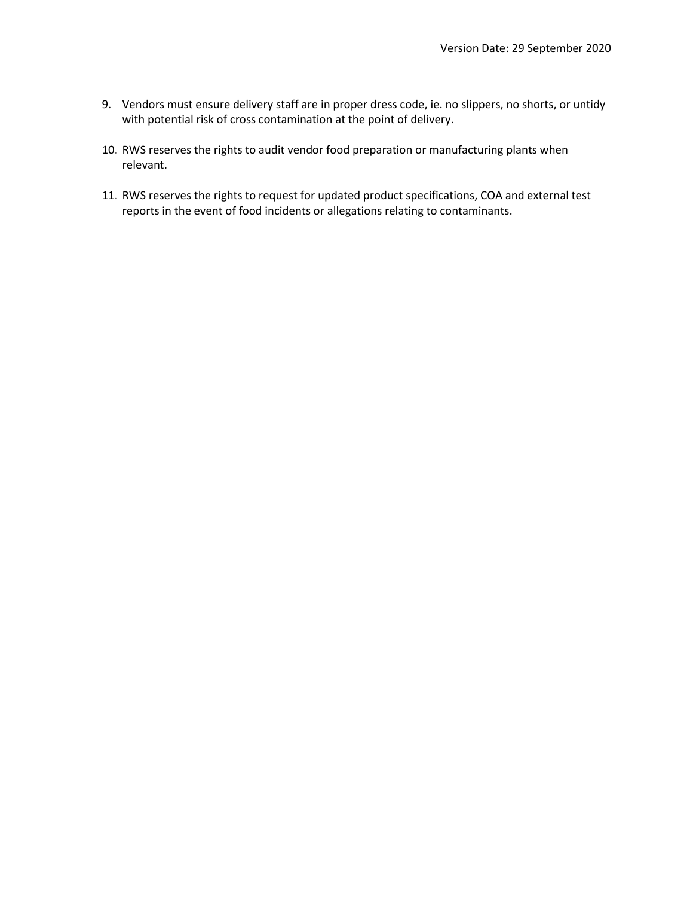9. Vendors must ensure delivery staff are in proper dress code, ie. no slippers, no shorts, or untidy with potential risk of cross contamination at the point of delivery.

10. RWS reserves the rights to audit vendor food preparation or manufacturing plants when relevant.

11. RWS reserves the rights to request for updated product specifications, COA and external test reports in the event of food incidents or allegations relating to contaminants.